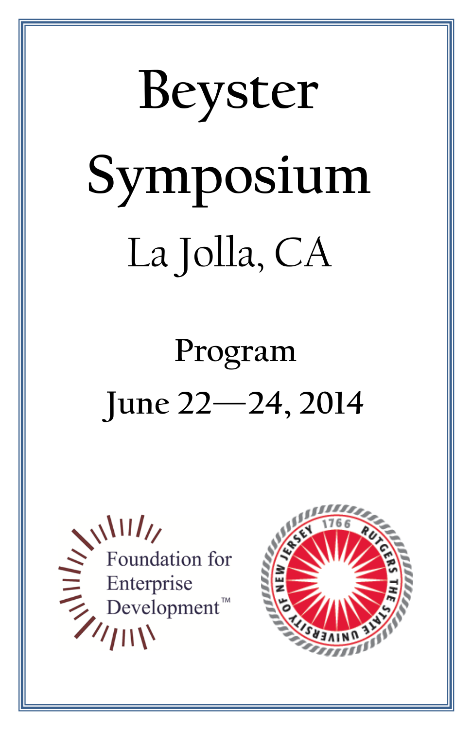# Beyster Symposium

## La Jolla, CA

### Program

### June 22—24, 2014

Foundation for Enterprise Development™

1766 RUTGERS THE STATE UNIVERSITY OF NEW JERSEY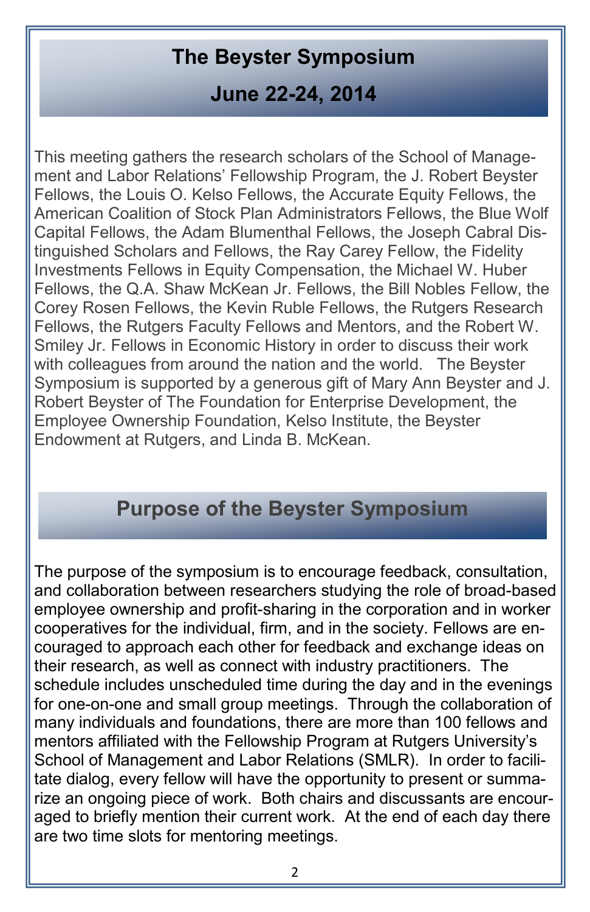# The Beyster Symposium

## June 22-24, 2014

This meeting gathers the research scholars of the School of Management and Labor Relations' Fellowship Program, the J. Robert Beyster Fellows, the Louis O. Kelso Fellows, the Accurate Equity Fellows, the American Coalition of Stock Plan Administrators Fellows, the Blue Wolf Capital Fellows, the Adam Blumenthal Fellows, the Joseph Cabral Distinguished Scholars and Fellows, the Ray Carey Fellow, the Fidelity Investments Fellows in Equity Compensation, the Michael W. Huber Fellows, the Q.A. Shaw McKean Jr. Fellows, the Bill Nobles Fellow, the Corey Rosen Fellows, the Kevin Ruble Fellows, the Rutgers Research Fellows, the Rutgers Faculty Fellows and Mentors, and the Robert W. Smiley Jr. Fellows in Economic History in order to discuss their work with colleagues from around the nation and the world. The Beyster Symposium is supported by a generous gift of Mary Ann Beyster and J. Robert Beyster of The Foundation for Enterprise Development, the Employee Ownership Foundation, Kelso Institute, the Beyster Endowment at Rutgers, and Linda B. McKean.

## Purpose of the Beyster Symposium

The purpose of the symposium is to encourage feedback, consultation, and collaboration between researchers studying the role of broad-based employee ownership and profit-sharing in the corporation and in worker cooperatives for the individual, firm, and in the society. Fellows are encouraged to approach each other for feedback and exchange ideas on their research, as well as connect with industry practitioners. The schedule includes unscheduled time during the day and in the evenings for one-on-one and small group meetings. Through the collaboration of many individuals and foundations, there are more than 100 fellows and mentors affiliated with the Fellowship Program at Rutgers University's School of Management and Labor Relations (SMLR). In order to facilitate dialog, every fellow will have the opportunity to present or summarize an ongoing piece of work. Both chairs and discussants are encouraged to briefly mention their current work. At the end of each day there are two time slots for mentoring meetings.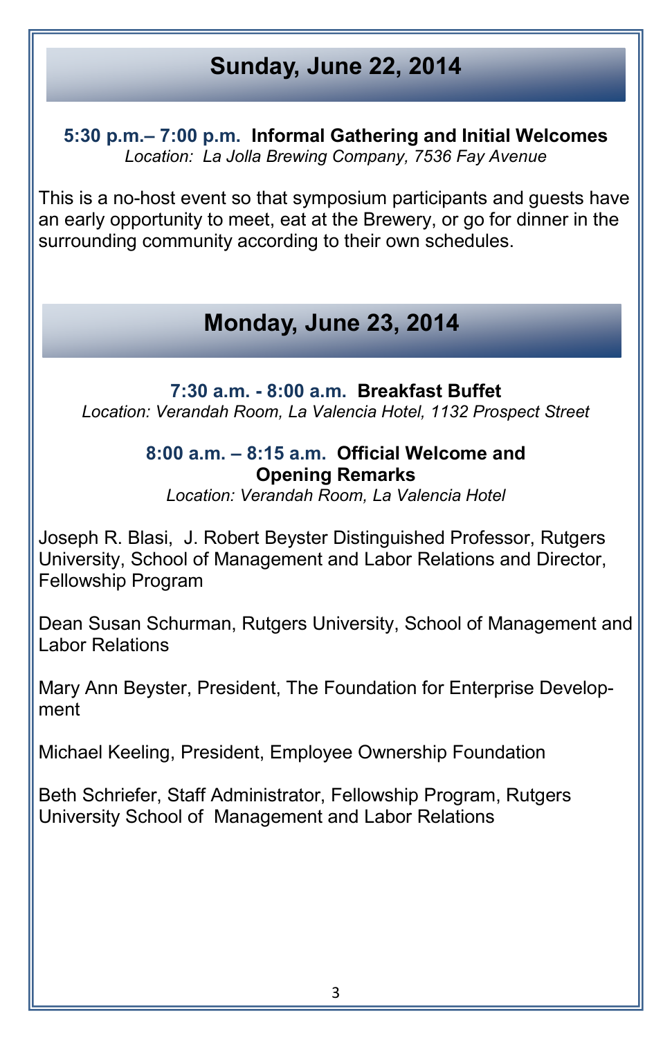## Sunday, June 22, 2014

**5:30 p.m.– 7:00 p.m. Informal Gathering and Initial Welcomes**
*Location: La Jolla Brewing Company, 7536 Fay Avenue*

This is a no-host event so that symposium participants and guests have an early opportunity to meet, eat at the Brewery, or go for dinner in the surrounding community according to their own schedules.

## Monday, June 23, 2014

**7:30 a.m. - 8:00 a.m. Breakfast Buffet**
*Location: Verandah Room, La Valencia Hotel, 1132 Prospect Street*

**8:00 a.m. – 8:15 a.m. Official Welcome and Opening Remarks**
*Location: Verandah Room, La Valencia Hotel*

Joseph R. Blasi, J. Robert Beyster Distinguished Professor, Rutgers University, School of Management and Labor Relations and Director, Fellowship Program

Dean Susan Schurman, Rutgers University, School of Management and Labor Relations

Mary Ann Beyster, President, The Foundation for Enterprise Development

Michael Keeling, President, Employee Ownership Foundation

Beth Schriefer, Staff Administrator, Fellowship Program, Rutgers University School of Management and Labor Relations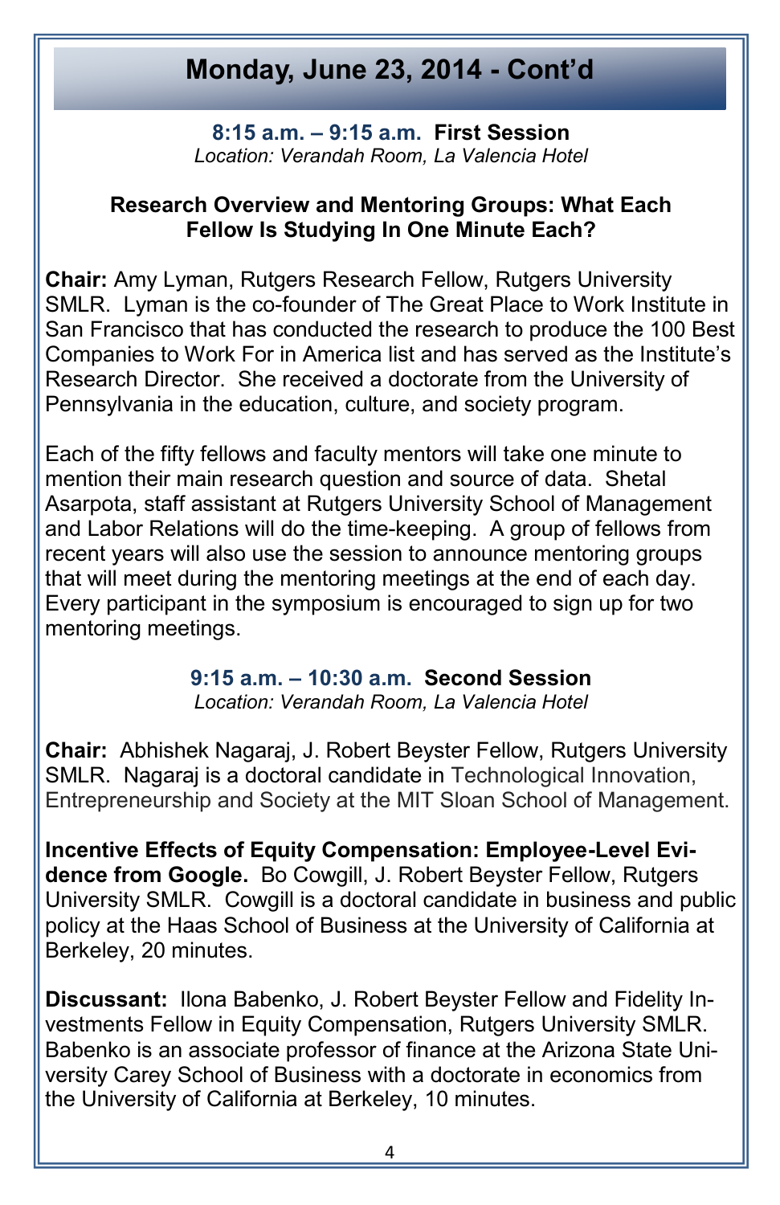## Monday, June 23, 2014 - Cont'd

**8:15 a.m. – 9:15 a.m. First Session**
*Location: Verandah Room, La Valencia Hotel*

**Research Overview and Mentoring Groups: What Each Fellow Is Studying In One Minute Each?**

**Chair:** Amy Lyman, Rutgers Research Fellow, Rutgers University SMLR. Lyman is the co-founder of The Great Place to Work Institute in San Francisco that has conducted the research to produce the 100 Best Companies to Work For in America list and has served as the Institute's Research Director. She received a doctorate from the University of Pennsylvania in the education, culture, and society program.

Each of the fifty fellows and faculty mentors will take one minute to mention their main research question and source of data. Shetal Asarpota, staff assistant at Rutgers University School of Management and Labor Relations will do the time-keeping. A group of fellows from recent years will also use the session to announce mentoring groups that will meet during the mentoring meetings at the end of each day. Every participant in the symposium is encouraged to sign up for two mentoring meetings.

**9:15 a.m. – 10:30 a.m. Second Session**
*Location: Verandah Room, La Valencia Hotel*

**Chair:** Abhishek Nagaraj, J. Robert Beyster Fellow, Rutgers University SMLR. Nagaraj is a doctoral candidate in Technological Innovation, Entrepreneurship and Society at the MIT Sloan School of Management.

**Incentive Effects of Equity Compensation: Employee-Level Evidence from Google.** Bo Cowgill, J. Robert Beyster Fellow, Rutgers University SMLR. Cowgill is a doctoral candidate in business and public policy at the Haas School of Business at the University of California at Berkeley, 20 minutes.

**Discussant:** Ilona Babenko, J. Robert Beyster Fellow and Fidelity Investments Fellow in Equity Compensation, Rutgers University SMLR. Babenko is an associate professor of finance at the Arizona State University Carey School of Business with a doctorate in economics from the University of California at Berkeley, 10 minutes.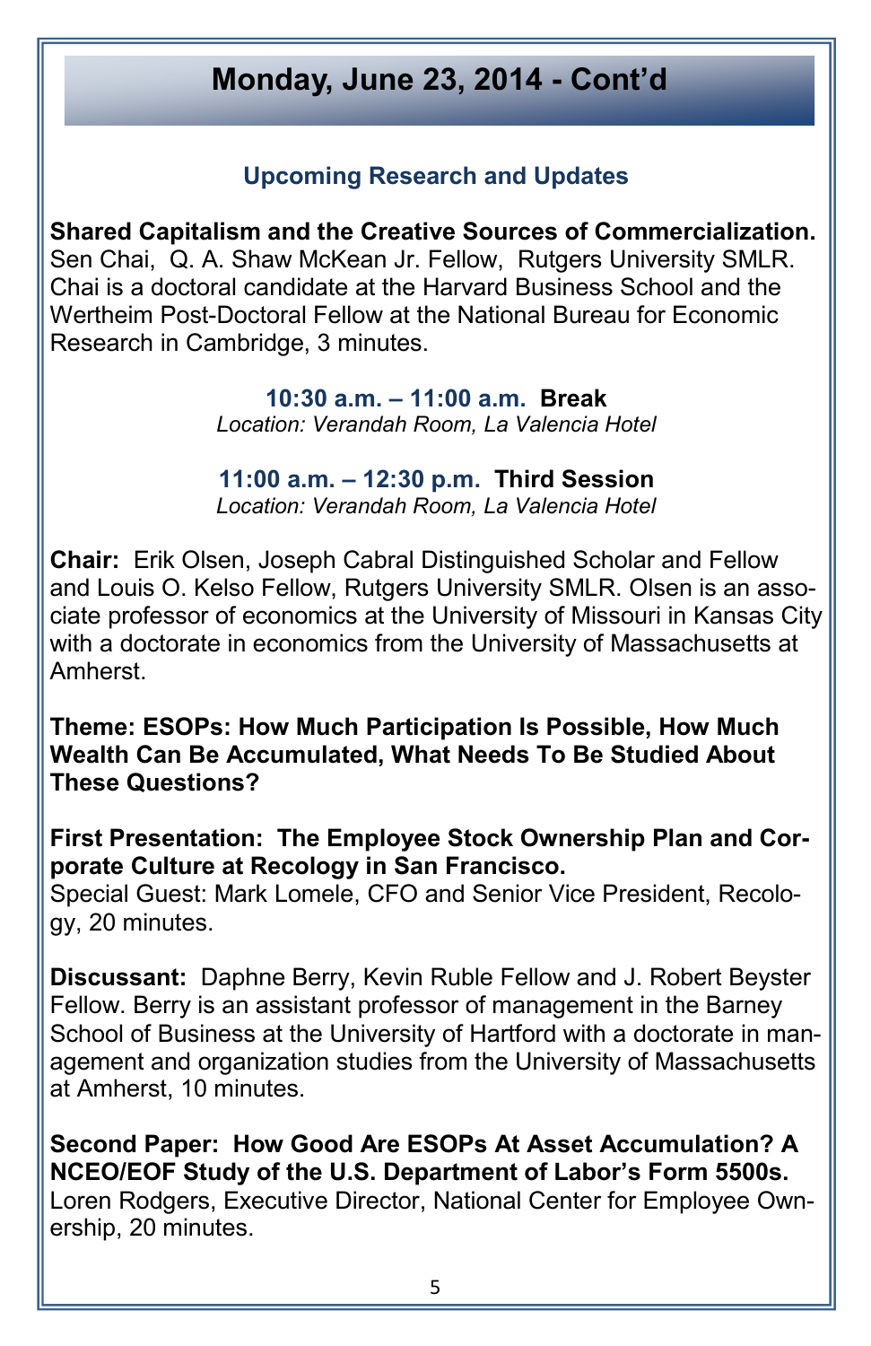# Monday, June 23, 2014 - Cont'd

## Upcoming Research and Updates

**Shared Capitalism and the Creative Sources of Commercialization.** Sen Chai, Q. A. Shaw McKean Jr. Fellow, Rutgers University SMLR. Chai is a doctoral candidate at the Harvard Business School and the Wertheim Post-Doctoral Fellow at the National Bureau for Economic Research in Cambridge, 3 minutes.

**10:30 a.m. – 11:00 a.m. Break**
*Location: Verandah Room, La Valencia Hotel*

**11:00 a.m. – 12:30 p.m. Third Session**
*Location: Verandah Room, La Valencia Hotel*

**Chair:** Erik Olsen, Joseph Cabral Distinguished Scholar and Fellow and Louis O. Kelso Fellow, Rutgers University SMLR. Olsen is an associate professor of economics at the University of Missouri in Kansas City with a doctorate in economics from the University of Massachusetts at Amherst.

**Theme: ESOPs: How Much Participation Is Possible, How Much Wealth Can Be Accumulated, What Needs To Be Studied About These Questions?**

**First Presentation: The Employee Stock Ownership Plan and Corporate Culture at Recology in San Francisco.**
Special Guest: Mark Lomele, CFO and Senior Vice President, Recology, 20 minutes.

**Discussant:** Daphne Berry, Kevin Ruble Fellow and J. Robert Beyster Fellow. Berry is an assistant professor of management in the Barney School of Business at the University of Hartford with a doctorate in management and organization studies from the University of Massachusetts at Amherst, 10 minutes.

**Second Paper: How Good Are ESOPs At Asset Accumulation? A NCEO/EOF Study of the U.S. Department of Labor's Form 5500s.**
Loren Rodgers, Executive Director, National Center for Employee Ownership, 20 minutes.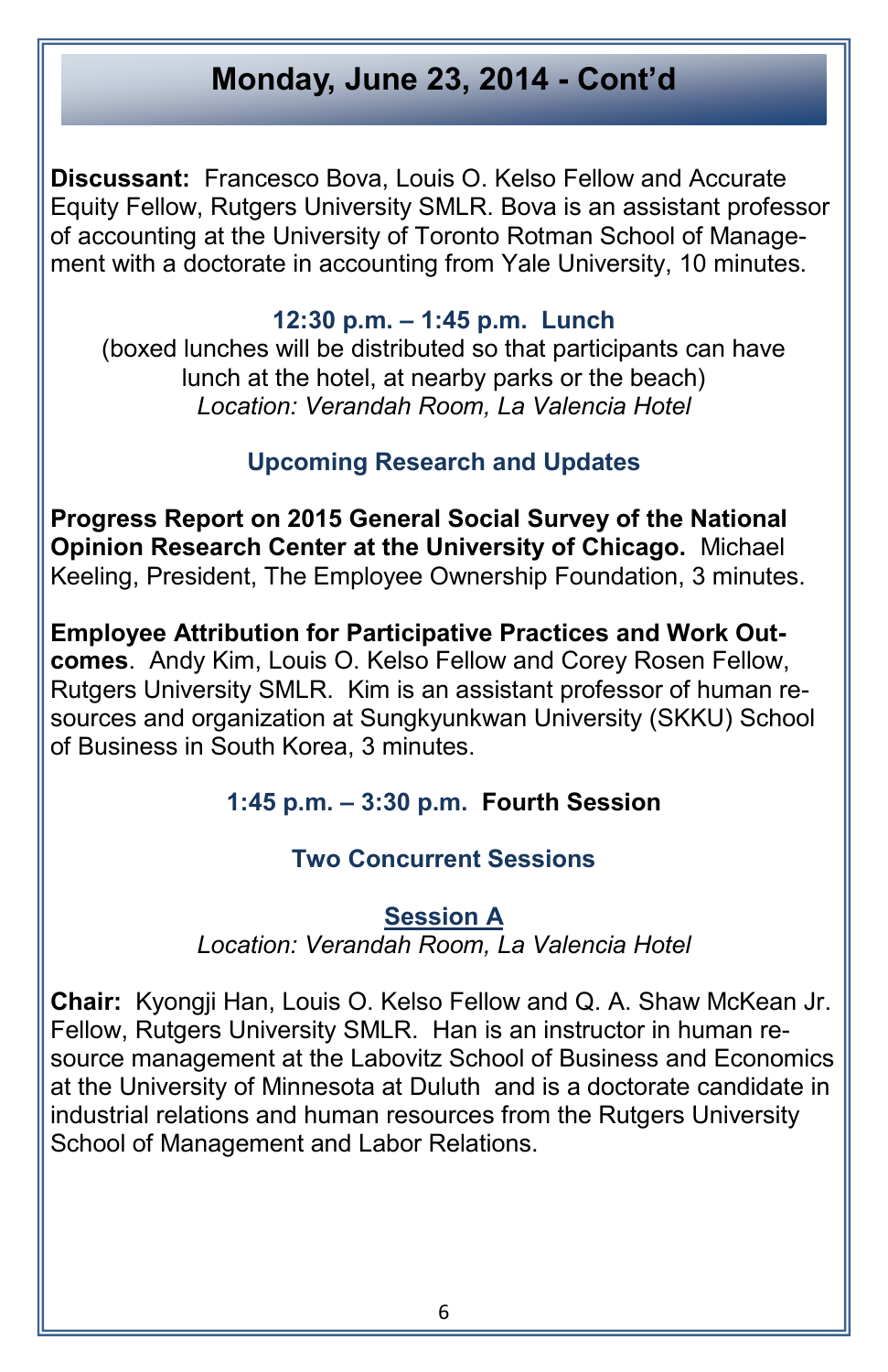# Monday, June 23, 2014 - Cont'd

**Discussant:** Francesco Bova, Louis O. Kelso Fellow and Accurate Equity Fellow, Rutgers University SMLR. Bova is an assistant professor of accounting at the University of Toronto Rotman School of Management with a doctorate in accounting from Yale University, 10 minutes.

### 12:30 p.m. – 1:45 p.m. Lunch

(boxed lunches will be distributed so that participants can have lunch at the hotel, at nearby parks or the beach)
*Location: Verandah Room, La Valencia Hotel*

### Upcoming Research and Updates

**Progress Report on 2015 General Social Survey of the National Opinion Research Center at the University of Chicago.** Michael Keeling, President, The Employee Ownership Foundation, 3 minutes.

**Employee Attribution for Participative Practices and Work Outcomes**. Andy Kim, Louis O. Kelso Fellow and Corey Rosen Fellow, Rutgers University SMLR. Kim is an assistant professor of human resources and organization at Sungkyunkwan University (SKKU) School of Business in South Korea, 3 minutes.

### 1:45 p.m. – 3:30 p.m. Fourth Session

### Two Concurrent Sessions

### Session A

*Location: Verandah Room, La Valencia Hotel*

**Chair:** Kyongji Han, Louis O. Kelso Fellow and Q. A. Shaw McKean Jr. Fellow, Rutgers University SMLR. Han is an instructor in human resource management at the Labovitz School of Business and Economics at the University of Minnesota at Duluth and is a doctorate candidate in industrial relations and human resources from the Rutgers University School of Management and Labor Relations.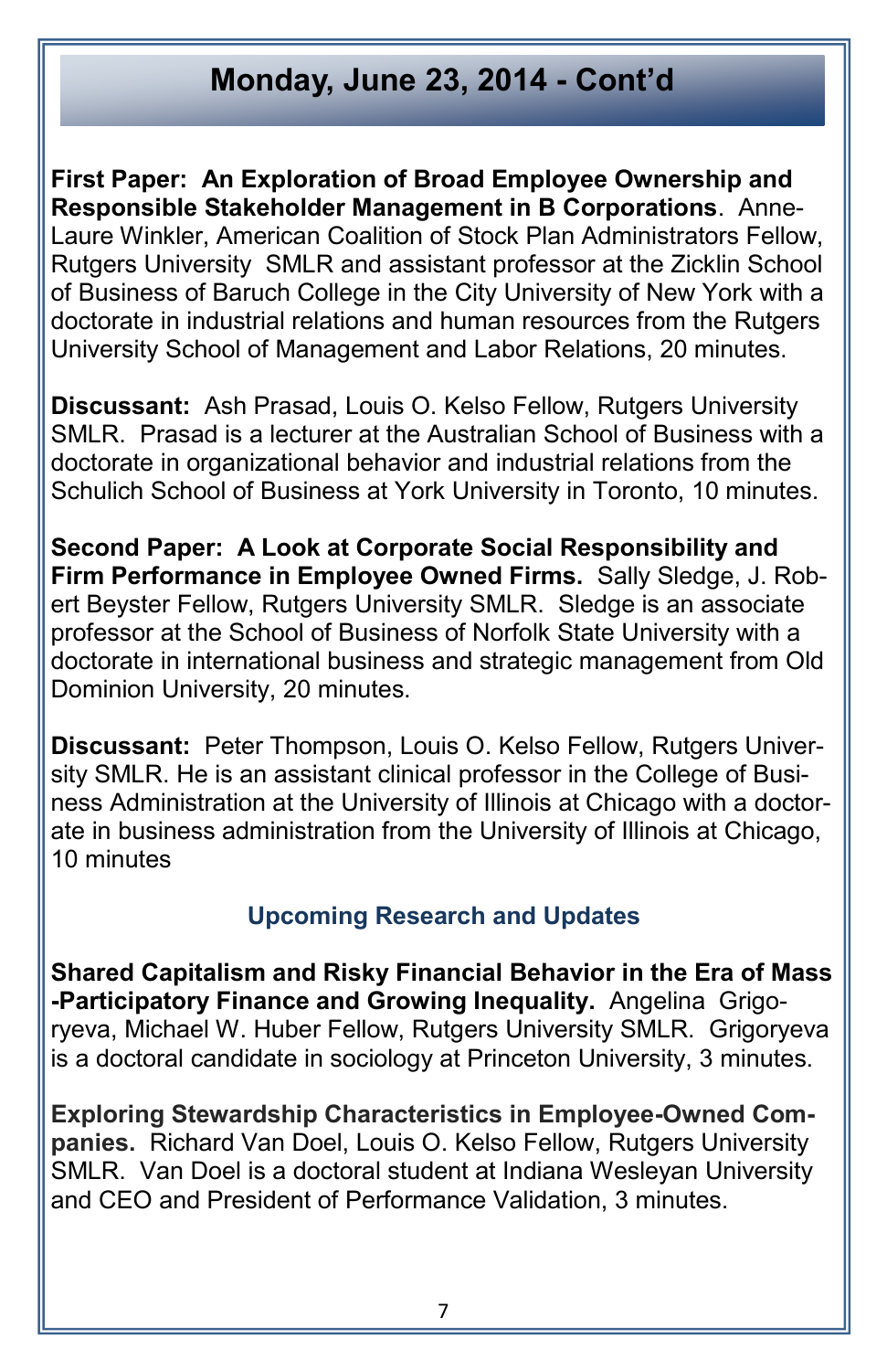# Monday, June 23, 2014 - Cont'd

**First Paper: An Exploration of Broad Employee Ownership and Responsible Stakeholder Management in B Corporations**. Anne-Laure Winkler, American Coalition of Stock Plan Administrators Fellow, Rutgers University SMLR and assistant professor at the Zicklin School of Business of Baruch College in the City University of New York with a doctorate in industrial relations and human resources from the Rutgers University School of Management and Labor Relations, 20 minutes.

**Discussant:** Ash Prasad, Louis O. Kelso Fellow, Rutgers University SMLR. Prasad is a lecturer at the Australian School of Business with a doctorate in organizational behavior and industrial relations from the Schulich School of Business at York University in Toronto, 10 minutes.

**Second Paper: A Look at Corporate Social Responsibility and Firm Performance in Employee Owned Firms.** Sally Sledge, J. Robert Beyster Fellow, Rutgers University SMLR. Sledge is an associate professor at the School of Business of Norfolk State University with a doctorate in international business and strategic management from Old Dominion University, 20 minutes.

**Discussant:** Peter Thompson, Louis O. Kelso Fellow, Rutgers University SMLR. He is an assistant clinical professor in the College of Business Administration at the University of Illinois at Chicago with a doctorate in business administration from the University of Illinois at Chicago, 10 minutes

## Upcoming Research and Updates

**Shared Capitalism and Risky Financial Behavior in the Era of Mass-Participatory Finance and Growing Inequality.** Angelina Grigoryeva, Michael W. Huber Fellow, Rutgers University SMLR. Grigoryeva is a doctoral candidate in sociology at Princeton University, 3 minutes.

**Exploring Stewardship Characteristics in Employee-Owned Companies.** Richard Van Doel, Louis O. Kelso Fellow, Rutgers University SMLR. Van Doel is a doctoral student at Indiana Wesleyan University and CEO and President of Performance Validation, 3 minutes.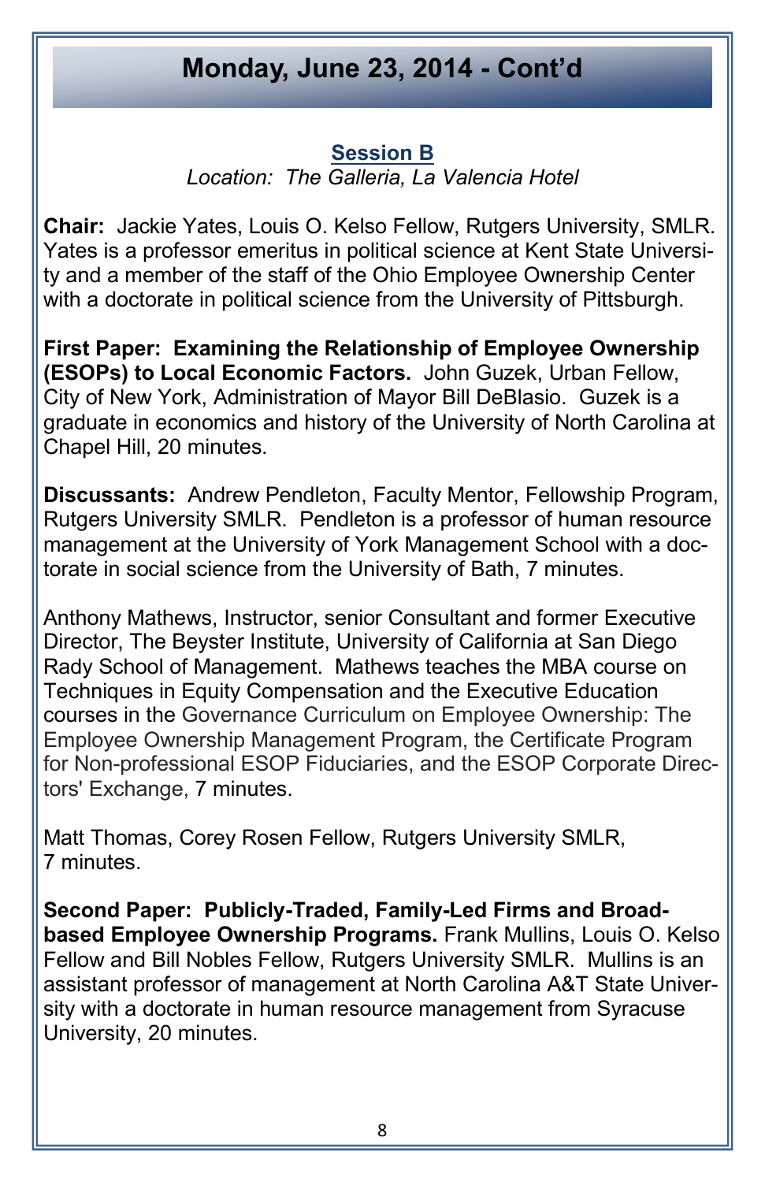## Monday, June 23, 2014 - Cont'd

### Session B

*Location: The Galleria, La Valencia Hotel*

**Chair:** Jackie Yates, Louis O. Kelso Fellow, Rutgers University, SMLR. Yates is a professor emeritus in political science at Kent State University and a member of the staff of the Ohio Employee Ownership Center with a doctorate in political science from the University of Pittsburgh.

**First Paper: Examining the Relationship of Employee Ownership (ESOPs) to Local Economic Factors.** John Guzek, Urban Fellow, City of New York, Administration of Mayor Bill DeBlasio. Guzek is a graduate in economics and history of the University of North Carolina at Chapel Hill, 20 minutes.

**Discussants:** Andrew Pendleton, Faculty Mentor, Fellowship Program, Rutgers University SMLR. Pendleton is a professor of human resource management at the University of York Management School with a doctorate in social science from the University of Bath, 7 minutes.

Anthony Mathews, Instructor, senior Consultant and former Executive Director, The Beyster Institute, University of California at San Diego Rady School of Management. Mathews teaches the MBA course on Techniques in Equity Compensation and the Executive Education courses in the Governance Curriculum on Employee Ownership: The Employee Ownership Management Program, the Certificate Program for Non-professional ESOP Fiduciaries, and the ESOP Corporate Directors' Exchange, 7 minutes.

Matt Thomas, Corey Rosen Fellow, Rutgers University SMLR, 7 minutes.

**Second Paper: Publicly-Traded, Family-Led Firms and Broad-based Employee Ownership Programs.** Frank Mullins, Louis O. Kelso Fellow and Bill Nobles Fellow, Rutgers University SMLR. Mullins is an assistant professor of management at North Carolina A&T State University with a doctorate in human resource management from Syracuse University, 20 minutes.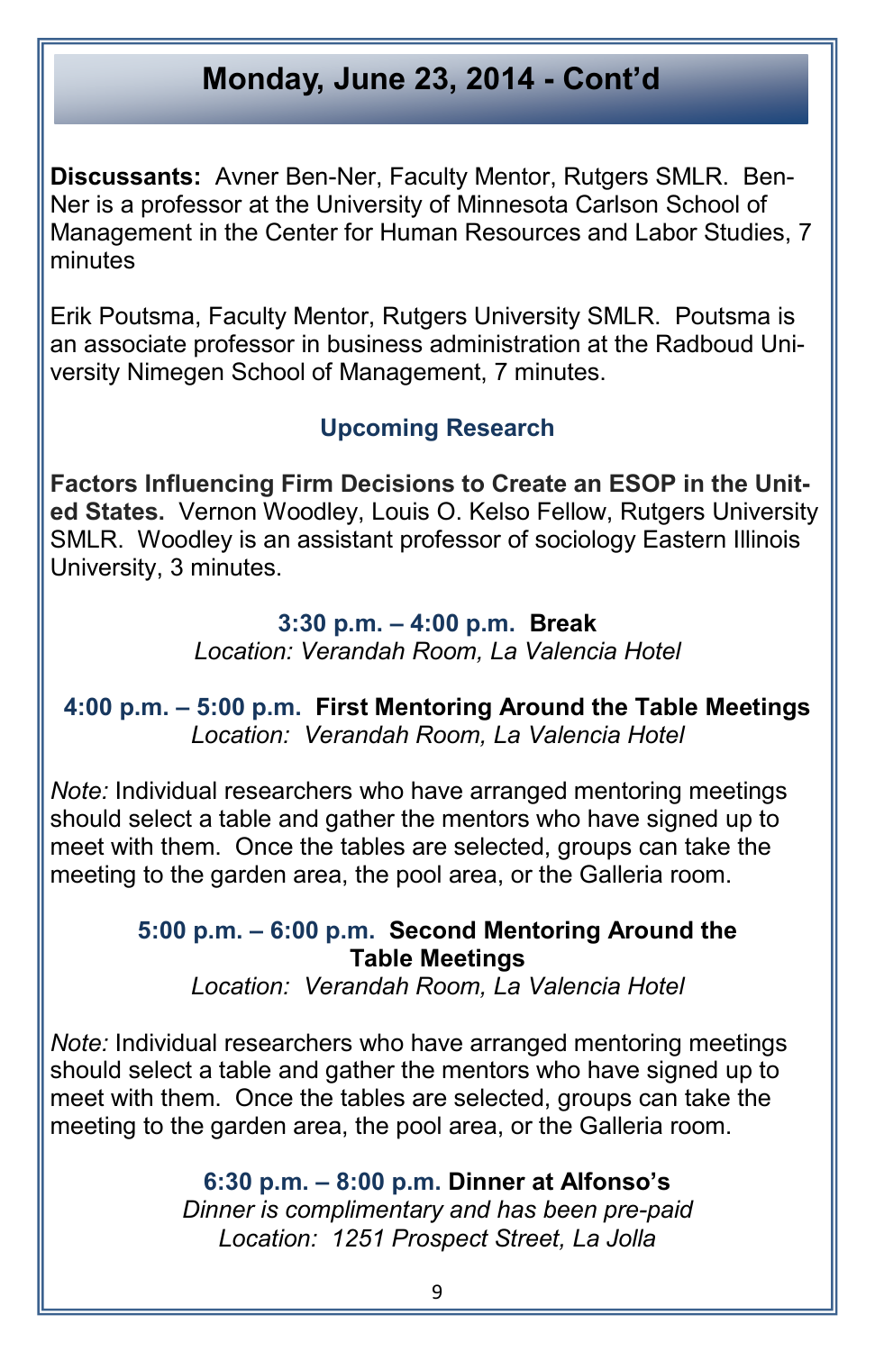## Monday, June 23, 2014 - Cont'd

**Discussants:** Avner Ben-Ner, Faculty Mentor, Rutgers SMLR. Ben-Ner is a professor at the University of Minnesota Carlson School of Management in the Center for Human Resources and Labor Studies, 7 minutes

Erik Poutsma, Faculty Mentor, Rutgers University SMLR. Poutsma is an associate professor in business administration at the Radboud University Nimegen School of Management, 7 minutes.

### Upcoming Research

**Factors Influencing Firm Decisions to Create an ESOP in the United States.** Vernon Woodley, Louis O. Kelso Fellow, Rutgers University SMLR. Woodley is an assistant professor of sociology Eastern Illinois University, 3 minutes.

**3:30 p.m. – 4:00 p.m. Break**
*Location: Verandah Room, La Valencia Hotel*

**4:00 p.m. – 5:00 p.m. First Mentoring Around the Table Meetings**
*Location: Verandah Room, La Valencia Hotel*

*Note:* Individual researchers who have arranged mentoring meetings should select a table and gather the mentors who have signed up to meet with them. Once the tables are selected, groups can take the meeting to the garden area, the pool area, or the Galleria room.

**5:00 p.m. – 6:00 p.m. Second Mentoring Around the Table Meetings**
*Location: Verandah Room, La Valencia Hotel*

*Note:* Individual researchers who have arranged mentoring meetings should select a table and gather the mentors who have signed up to meet with them. Once the tables are selected, groups can take the meeting to the garden area, the pool area, or the Galleria room.

**6:30 p.m. – 8:00 p.m. Dinner at Alfonso's**
*Dinner is complimentary and has been pre-paid*
*Location: 1251 Prospect Street, La Jolla*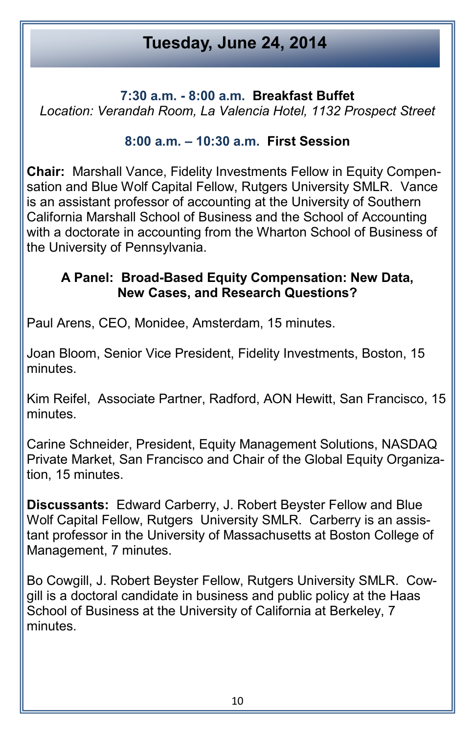# Tuesday, June 24, 2014

**7:30 a.m. - 8:00 a.m. Breakfast Buffet**

*Location: Verandah Room, La Valencia Hotel, 1132 Prospect Street*

**8:00 a.m. – 10:30 a.m. First Session**

**Chair:** Marshall Vance, Fidelity Investments Fellow in Equity Compensation and Blue Wolf Capital Fellow, Rutgers University SMLR. Vance is an assistant professor of accounting at the University of Southern California Marshall School of Business and the School of Accounting with a doctorate in accounting from the Wharton School of Business of the University of Pennsylvania.

**A Panel: Broad-Based Equity Compensation: New Data, New Cases, and Research Questions?**

Paul Arens, CEO, Monidee, Amsterdam, 15 minutes.

Joan Bloom, Senior Vice President, Fidelity Investments, Boston, 15 minutes.

Kim Reifel, Associate Partner, Radford, AON Hewitt, San Francisco, 15 minutes.

Carine Schneider, President, Equity Management Solutions, NASDAQ Private Market, San Francisco and Chair of the Global Equity Organization, 15 minutes.

**Discussants:** Edward Carberry, J. Robert Beyster Fellow and Blue Wolf Capital Fellow, Rutgers University SMLR. Carberry is an assistant professor in the University of Massachusetts at Boston College of Management, 7 minutes.

Bo Cowgill, J. Robert Beyster Fellow, Rutgers University SMLR. Cowgill is a doctoral candidate in business and public policy at the Haas School of Business at the University of California at Berkeley, 7 minutes.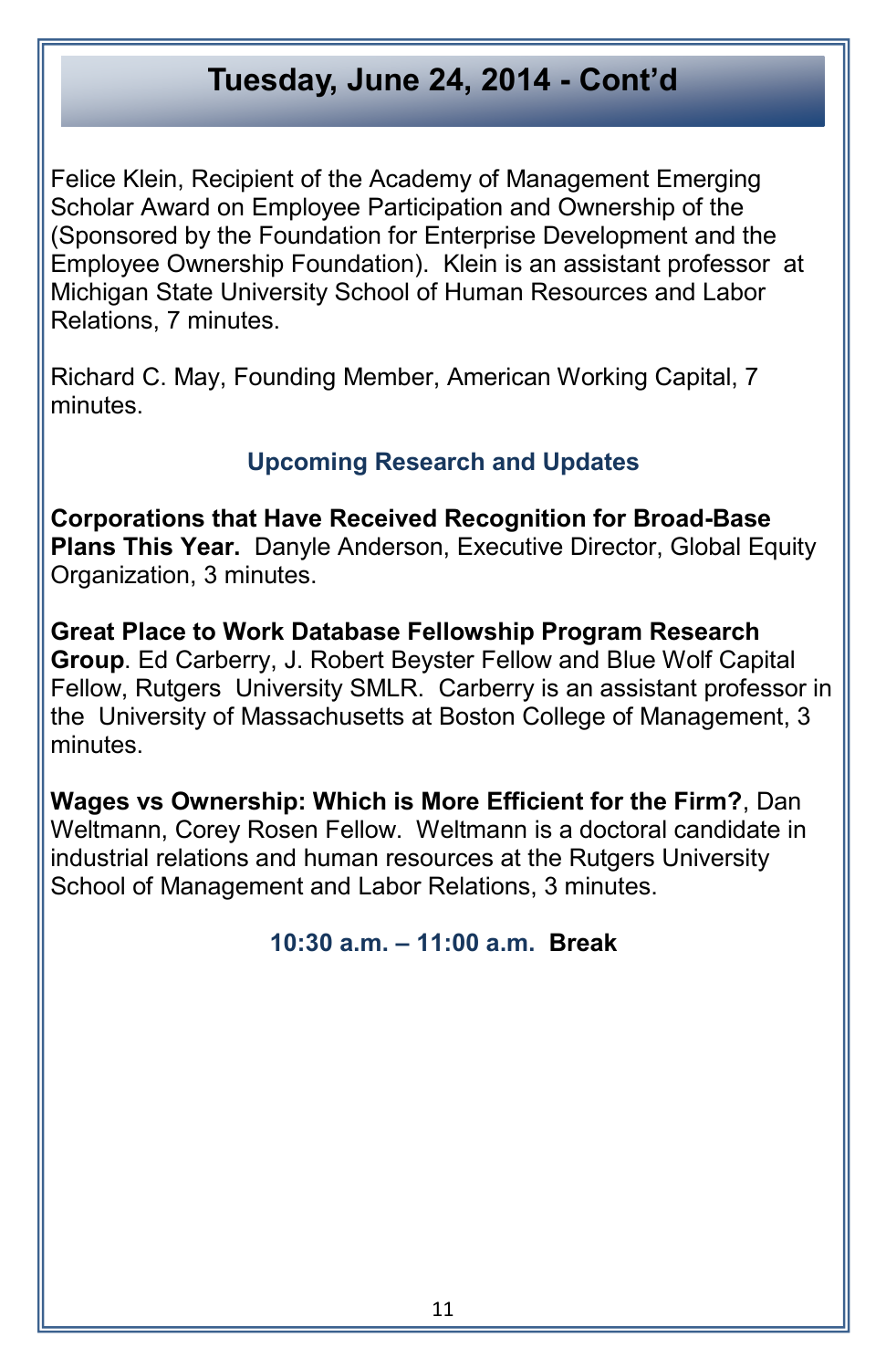## Tuesday, June 24, 2014 - Cont'd

Felice Klein, Recipient of the Academy of Management Emerging Scholar Award on Employee Participation and Ownership of the (Sponsored by the Foundation for Enterprise Development and the Employee Ownership Foundation). Klein is an assistant professor at Michigan State University School of Human Resources and Labor Relations, 7 minutes.

Richard C. May, Founding Member, American Working Capital, 7 minutes.

### Upcoming Research and Updates

**Corporations that Have Received Recognition for Broad-Base Plans This Year.** Danyle Anderson, Executive Director, Global Equity Organization, 3 minutes.

**Great Place to Work Database Fellowship Program Research Group**. Ed Carberry, J. Robert Beyster Fellow and Blue Wolf Capital Fellow, Rutgers University SMLR. Carberry is an assistant professor in the University of Massachusetts at Boston College of Management, 3 minutes.

**Wages vs Ownership: Which is More Efficient for the Firm?**, Dan Weltmann, Corey Rosen Fellow. Weltmann is a doctoral candidate in industrial relations and human resources at the Rutgers University School of Management and Labor Relations, 3 minutes.

### 10:30 a.m. – 11:00 a.m. **Break**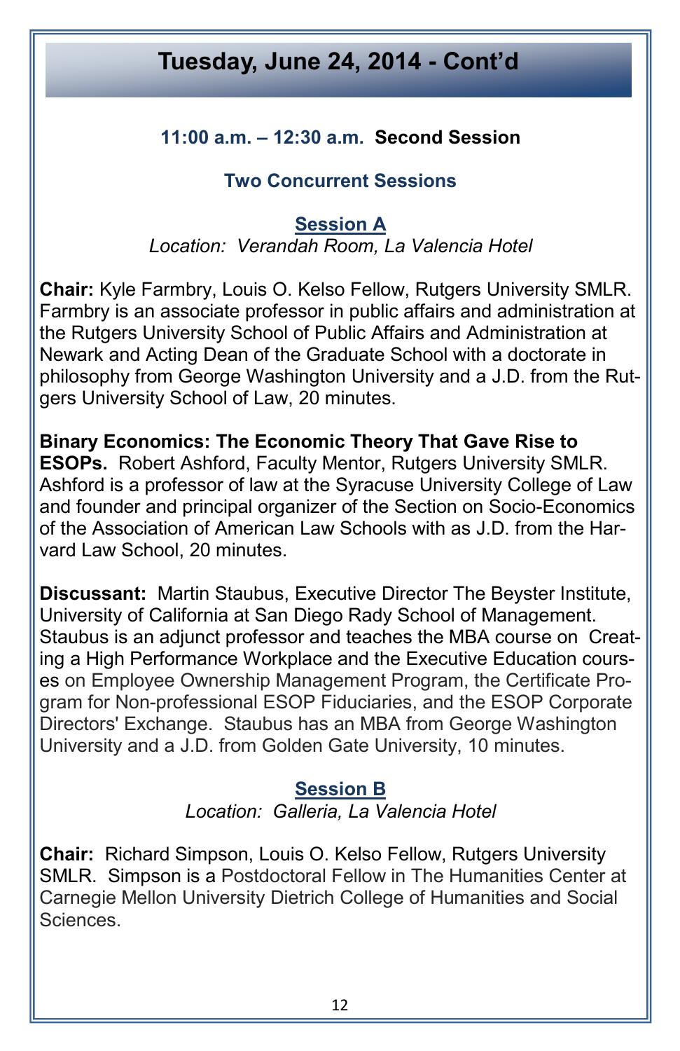## Tuesday, June 24, 2014 - Cont'd

**11:00 a.m. – 12:30 a.m. Second Session**

**Two Concurrent Sessions**

### Session A

*Location: Verandah Room, La Valencia Hotel*

**Chair:** Kyle Farmbry, Louis O. Kelso Fellow, Rutgers University SMLR. Farmbry is an associate professor in public affairs and administration at the Rutgers University School of Public Affairs and Administration at Newark and Acting Dean of the Graduate School with a doctorate in philosophy from George Washington University and a J.D. from the Rutgers University School of Law, 20 minutes.

**Binary Economics: The Economic Theory That Gave Rise to ESOPs.** Robert Ashford, Faculty Mentor, Rutgers University SMLR. Ashford is a professor of law at the Syracuse University College of Law and founder and principal organizer of the Section on Socio-Economics of the Association of American Law Schools with as J.D. from the Harvard Law School, 20 minutes.

**Discussant:** Martin Staubus, Executive Director The Beyster Institute, University of California at San Diego Rady School of Management. Staubus is an adjunct professor and teaches the MBA course on Creating a High Performance Workplace and the Executive Education courses on Employee Ownership Management Program, the Certificate Program for Non-professional ESOP Fiduciaries, and the ESOP Corporate Directors' Exchange. Staubus has an MBA from George Washington University and a J.D. from Golden Gate University, 10 minutes.

### Session B

*Location: Galleria, La Valencia Hotel*

**Chair:** Richard Simpson, Louis O. Kelso Fellow, Rutgers University SMLR. Simpson is a Postdoctoral Fellow in The Humanities Center at Carnegie Mellon University Dietrich College of Humanities and Social Sciences.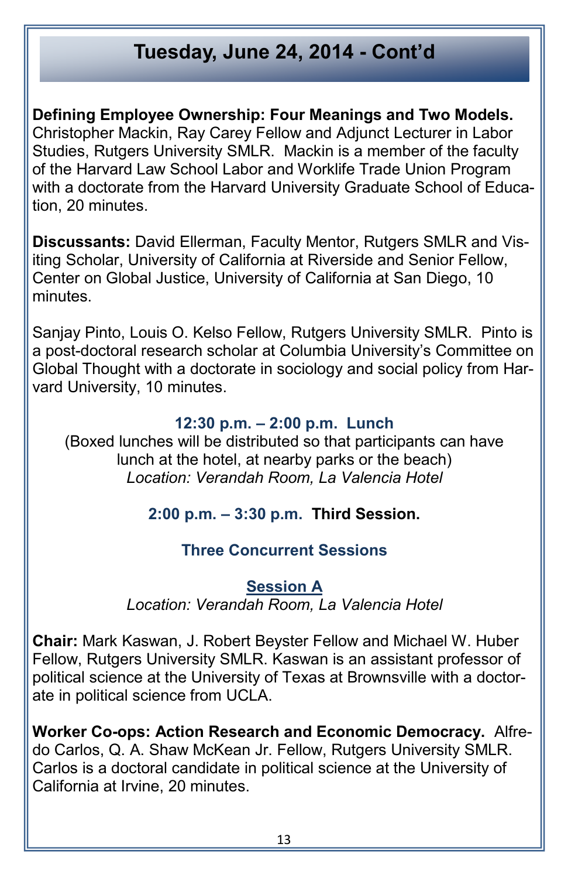# Tuesday, June 24, 2014 - Cont'd

**Defining Employee Ownership: Four Meanings and Two Models.** Christopher Mackin, Ray Carey Fellow and Adjunct Lecturer in Labor Studies, Rutgers University SMLR. Mackin is a member of the faculty of the Harvard Law School Labor and Worklife Trade Union Program with a doctorate from the Harvard University Graduate School of Education, 20 minutes.

**Discussants:** David Ellerman, Faculty Mentor, Rutgers SMLR and Visiting Scholar, University of California at Riverside and Senior Fellow, Center on Global Justice, University of California at San Diego, 10 minutes.

Sanjay Pinto, Louis O. Kelso Fellow, Rutgers University SMLR. Pinto is a post-doctoral research scholar at Columbia University's Committee on Global Thought with a doctorate in sociology and social policy from Harvard University, 10 minutes.

**12:30 p.m. – 2:00 p.m. Lunch**

(Boxed lunches will be distributed so that participants can have lunch at the hotel, at nearby parks or the beach)

*Location: Verandah Room, La Valencia Hotel*

**2:00 p.m. – 3:30 p.m. Third Session.**

**Three Concurrent Sessions**

**Session A**

*Location: Verandah Room, La Valencia Hotel*

**Chair:** Mark Kaswan, J. Robert Beyster Fellow and Michael W. Huber Fellow, Rutgers University SMLR. Kaswan is an assistant professor of political science at the University of Texas at Brownsville with a doctorate in political science from UCLA.

**Worker Co-ops: Action Research and Economic Democracy.** Alfredo Carlos, Q. A. Shaw McKean Jr. Fellow, Rutgers University SMLR. Carlos is a doctoral candidate in political science at the University of California at Irvine, 20 minutes.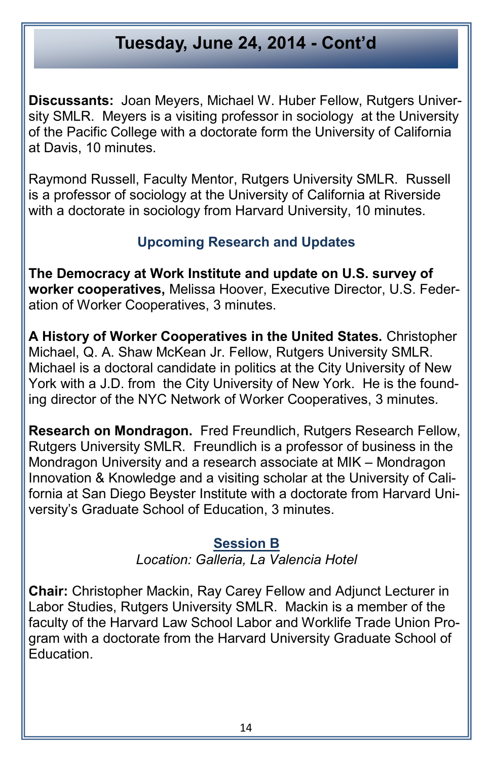## Tuesday, June 24, 2014 - Cont'd

**Discussants:** Joan Meyers, Michael W. Huber Fellow, Rutgers University SMLR. Meyers is a visiting professor in sociology at the University of the Pacific College with a doctorate form the University of California at Davis, 10 minutes.

Raymond Russell, Faculty Mentor, Rutgers University SMLR. Russell is a professor of sociology at the University of California at Riverside with a doctorate in sociology from Harvard University, 10 minutes.

### Upcoming Research and Updates

**The Democracy at Work Institute and update on U.S. survey of worker cooperatives,** Melissa Hoover, Executive Director, U.S. Federation of Worker Cooperatives, 3 minutes.

**A History of Worker Cooperatives in the United States.** Christopher Michael, Q. A. Shaw McKean Jr. Fellow, Rutgers University SMLR. Michael is a doctoral candidate in politics at the City University of New York with a J.D. from the City University of New York. He is the founding director of the NYC Network of Worker Cooperatives, 3 minutes.

**Research on Mondragon.** Fred Freundlich, Rutgers Research Fellow, Rutgers University SMLR. Freundlich is a professor of business in the Mondragon University and a research associate at MIK – Mondragon Innovation & Knowledge and a visiting scholar at the University of California at San Diego Beyster Institute with a doctorate from Harvard University's Graduate School of Education, 3 minutes.

### Session B

*Location: Galleria, La Valencia Hotel*

**Chair:** Christopher Mackin, Ray Carey Fellow and Adjunct Lecturer in Labor Studies, Rutgers University SMLR. Mackin is a member of the faculty of the Harvard Law School Labor and Worklife Trade Union Program with a doctorate from the Harvard University Graduate School of Education.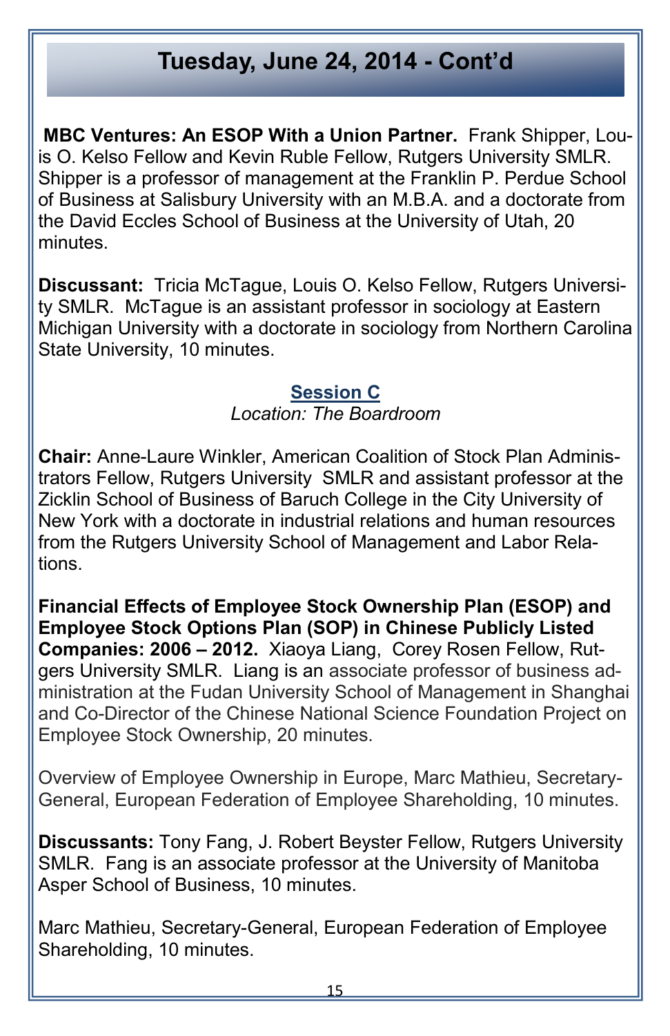## Tuesday, June 24, 2014 - Cont'd

**MBC Ventures: An ESOP With a Union Partner.** Frank Shipper, Louis O. Kelso Fellow and Kevin Ruble Fellow, Rutgers University SMLR. Shipper is a professor of management at the Franklin P. Perdue School of Business at Salisbury University with an M.B.A. and a doctorate from the David Eccles School of Business at the University of Utah, 20 minutes.

**Discussant:** Tricia McTague, Louis O. Kelso Fellow, Rutgers University SMLR. McTague is an assistant professor in sociology at Eastern Michigan University with a doctorate in sociology from Northern Carolina State University, 10 minutes.

### Session C

*Location: The Boardroom*

**Chair:** Anne-Laure Winkler, American Coalition of Stock Plan Administrators Fellow, Rutgers University SMLR and assistant professor at the Zicklin School of Business of Baruch College in the City University of New York with a doctorate in industrial relations and human resources from the Rutgers University School of Management and Labor Relations.

**Financial Effects of Employee Stock Ownership Plan (ESOP) and Employee Stock Options Plan (SOP) in Chinese Publicly Listed Companies: 2006 – 2012.** Xiaoya Liang, Corey Rosen Fellow, Rutgers University SMLR. Liang is an associate professor of business administration at the Fudan University School of Management in Shanghai and Co-Director of the Chinese National Science Foundation Project on Employee Stock Ownership, 20 minutes.

Overview of Employee Ownership in Europe, Marc Mathieu, Secretary-General, European Federation of Employee Shareholding, 10 minutes.

**Discussants:** Tony Fang, J. Robert Beyster Fellow, Rutgers University SMLR. Fang is an associate professor at the University of Manitoba Asper School of Business, 10 minutes.

Marc Mathieu, Secretary-General, European Federation of Employee Shareholding, 10 minutes.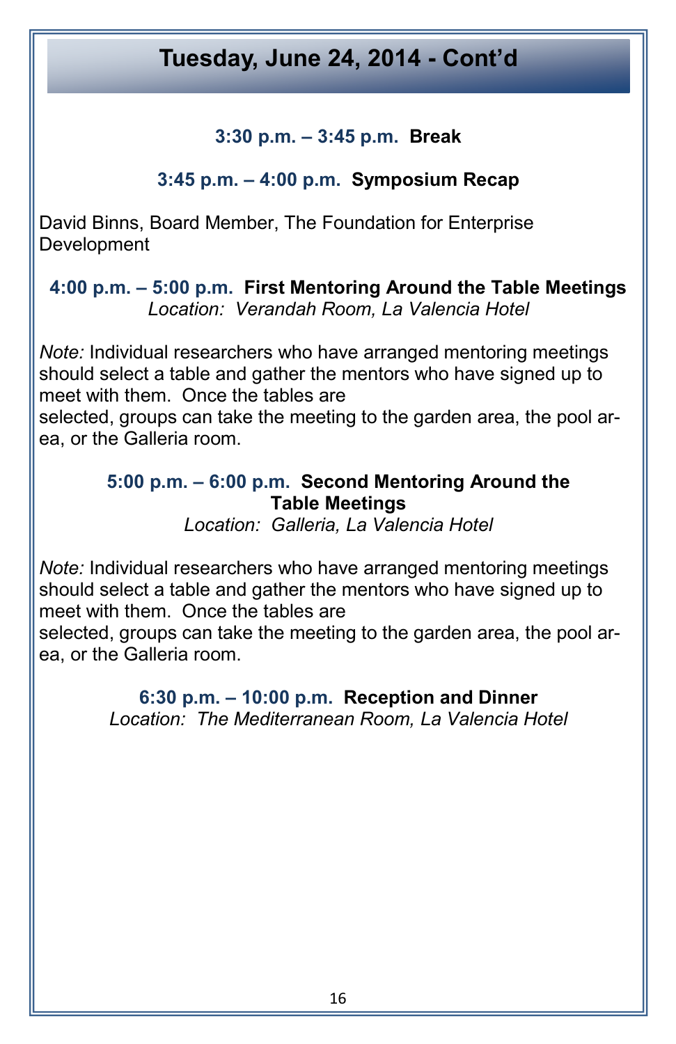## Tuesday, June 24, 2014 - Cont'd

**3:30 p.m. – 3:45 p.m. Break**

**3:45 p.m. – 4:00 p.m. Symposium Recap**

David Binns, Board Member, The Foundation for Enterprise Development

**4:00 p.m. – 5:00 p.m. First Mentoring Around the Table Meetings**
*Location: Verandah Room, La Valencia Hotel*

*Note:* Individual researchers who have arranged mentoring meetings should select a table and gather the mentors who have signed up to meet with them. Once the tables are selected, groups can take the meeting to the garden area, the pool area, or the Galleria room.

**5:00 p.m. – 6:00 p.m. Second Mentoring Around the Table Meetings**
*Location: Galleria, La Valencia Hotel*

*Note:* Individual researchers who have arranged mentoring meetings should select a table and gather the mentors who have signed up to meet with them. Once the tables are selected, groups can take the meeting to the garden area, the pool area, or the Galleria room.

**6:30 p.m. – 10:00 p.m. Reception and Dinner**
*Location: The Mediterranean Room, La Valencia Hotel*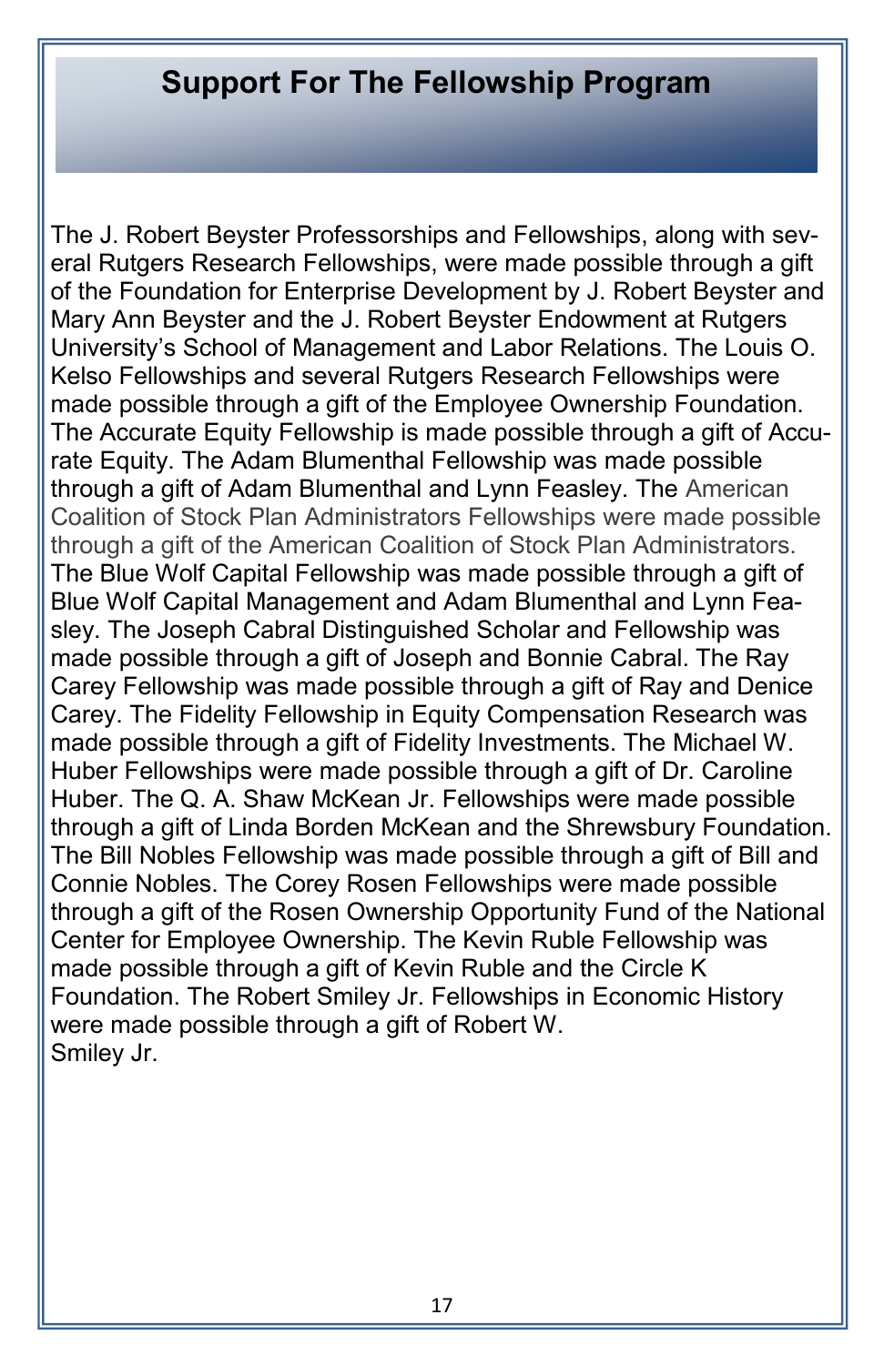# Support For The Fellowship Program

The J. Robert Beyster Professorships and Fellowships, along with several Rutgers Research Fellowships, were made possible through a gift of the Foundation for Enterprise Development by J. Robert Beyster and Mary Ann Beyster and the J. Robert Beyster Endowment at Rutgers University's School of Management and Labor Relations. The Louis O. Kelso Fellowships and several Rutgers Research Fellowships were made possible through a gift of the Employee Ownership Foundation. The Accurate Equity Fellowship is made possible through a gift of Accurate Equity. The Adam Blumenthal Fellowship was made possible through a gift of Adam Blumenthal and Lynn Feasley. The American Coalition of Stock Plan Administrators Fellowships were made possible through a gift of the American Coalition of Stock Plan Administrators. The Blue Wolf Capital Fellowship was made possible through a gift of Blue Wolf Capital Management and Adam Blumenthal and Lynn Feasley. The Joseph Cabral Distinguished Scholar and Fellowship was made possible through a gift of Joseph and Bonnie Cabral. The Ray Carey Fellowship was made possible through a gift of Ray and Denice Carey. The Fidelity Fellowship in Equity Compensation Research was made possible through a gift of Fidelity Investments. The Michael W. Huber Fellowships were made possible through a gift of Dr. Caroline Huber. The Q. A. Shaw McKean Jr. Fellowships were made possible through a gift of Linda Borden McKean and the Shrewsbury Foundation. The Bill Nobles Fellowship was made possible through a gift of Bill and Connie Nobles. The Corey Rosen Fellowships were made possible through a gift of the Rosen Ownership Opportunity Fund of the National Center for Employee Ownership. The Kevin Ruble Fellowship was made possible through a gift of Kevin Ruble and the Circle K Foundation. The Robert Smiley Jr. Fellowships in Economic History were made possible through a gift of Robert W. Smiley Jr.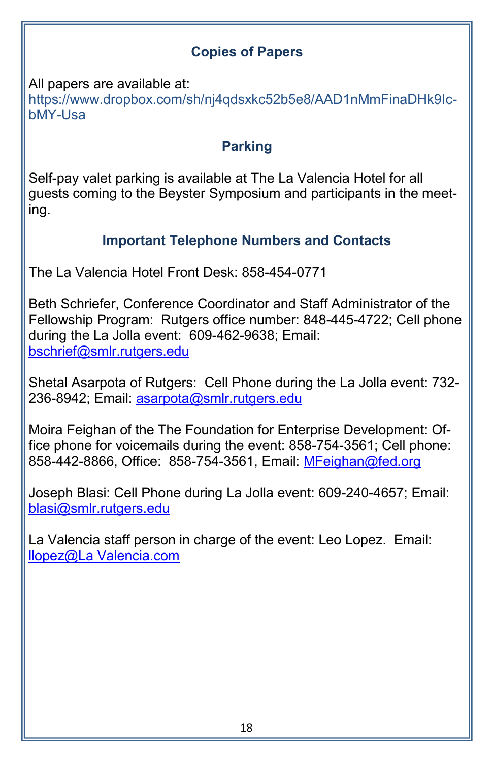## Copies of Papers

All papers are available at:
https://www.dropbox.com/sh/nj4qdsxkc52b5e8/AAD1nMmFinaDHk9Ic-bMY-Usa

## Parking

Self-pay valet parking is available at The La Valencia Hotel for all guests coming to the Beyster Symposium and participants in the meeting.

## Important Telephone Numbers and Contacts

The La Valencia Hotel Front Desk: 858-454-0771

Beth Schriefer, Conference Coordinator and Staff Administrator of the Fellowship Program: Rutgers office number: 848-445-4722; Cell phone during the La Jolla event: 609-462-9638; Email: bschrief@smlr.rutgers.edu

Shetal Asarpota of Rutgers: Cell Phone during the La Jolla event: 732-236-8942; Email: asarpota@smlr.rutgers.edu

Moira Feighan of the The Foundation for Enterprise Development: Office phone for voicemails during the event: 858-754-3561; Cell phone: 858-442-8866, Office: 858-754-3561, Email: MFeighan@fed.org

Joseph Blasi: Cell Phone during La Jolla event: 609-240-4657; Email: blasi@smlr.rutgers.edu

La Valencia staff person in charge of the event: Leo Lopez. Email: llopez@La Valencia.com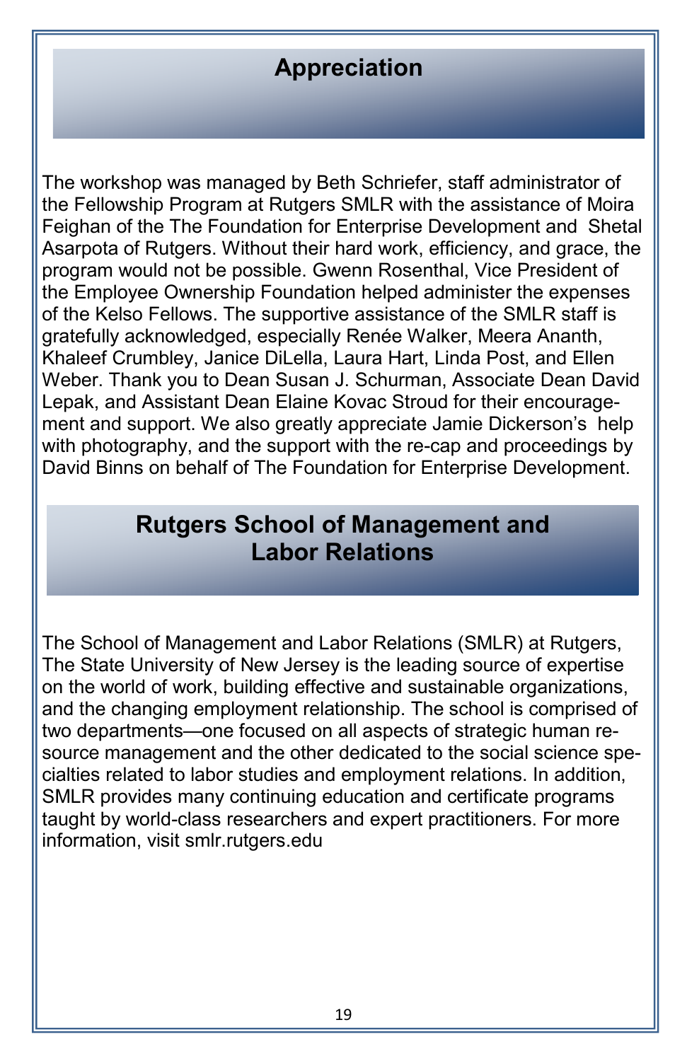## Appreciation

The workshop was managed by Beth Schriefer, staff administrator of the Fellowship Program at Rutgers SMLR with the assistance of Moira Feighan of the The Foundation for Enterprise Development and Shetal Asarpota of Rutgers. Without their hard work, efficiency, and grace, the program would not be possible. Gwenn Rosenthal, Vice President of the Employee Ownership Foundation helped administer the expenses of the Kelso Fellows. The supportive assistance of the SMLR staff is gratefully acknowledged, especially Renée Walker, Meera Ananth, Khaleef Crumbley, Janice DiLella, Laura Hart, Linda Post, and Ellen Weber. Thank you to Dean Susan J. Schurman, Associate Dean David Lepak, and Assistant Dean Elaine Kovac Stroud for their encouragement and support. We also greatly appreciate Jamie Dickerson's help with photography, and the support with the re-cap and proceedings by David Binns on behalf of The Foundation for Enterprise Development.

## Rutgers School of Management and Labor Relations

The School of Management and Labor Relations (SMLR) at Rutgers, The State University of New Jersey is the leading source of expertise on the world of work, building effective and sustainable organizations, and the changing employment relationship. The school is comprised of two departments—one focused on all aspects of strategic human resource management and the other dedicated to the social science specialties related to labor studies and employment relations. In addition, SMLR provides many continuing education and certificate programs taught by world-class researchers and expert practitioners. For more information, visit smlr.rutgers.edu